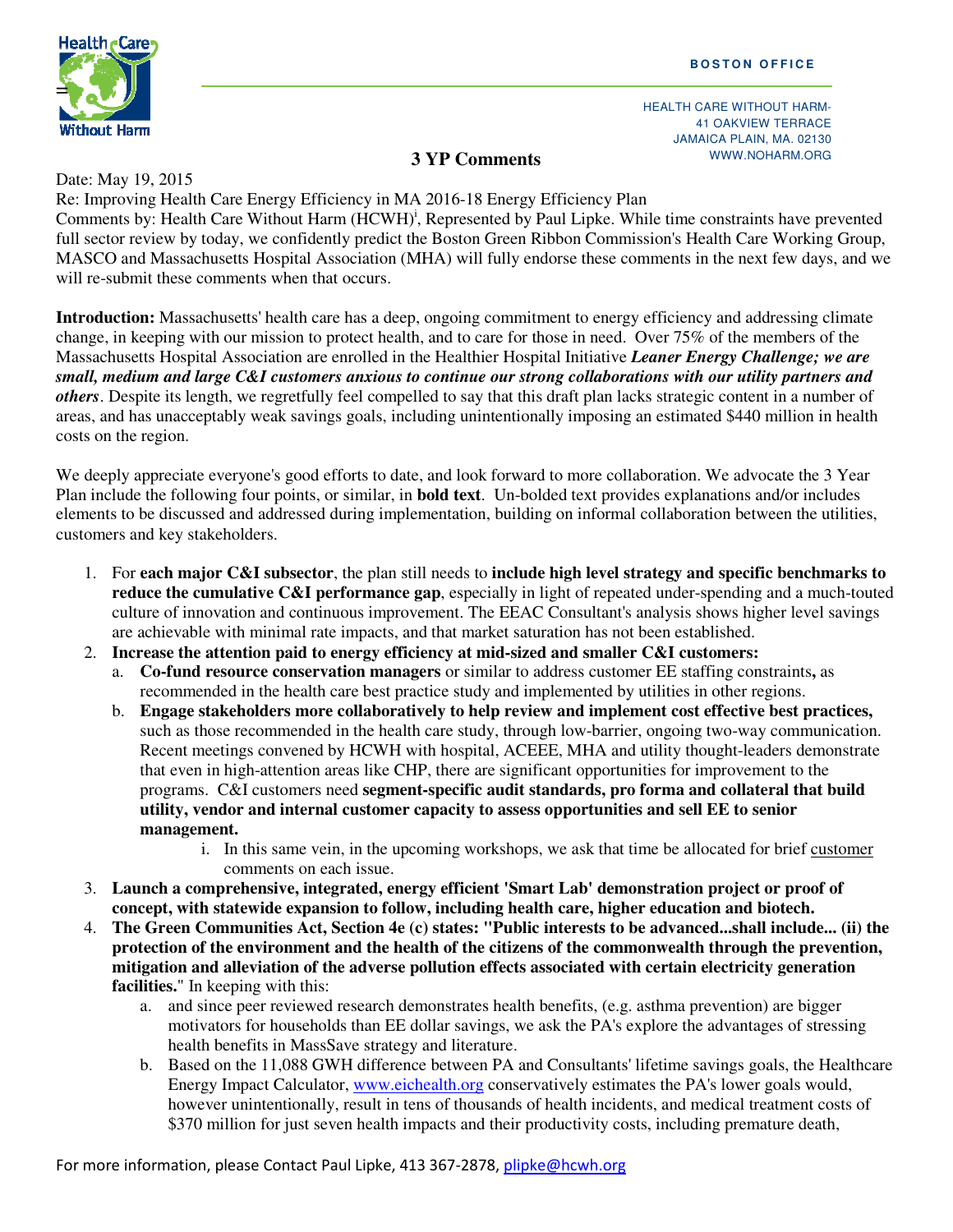BOSTON OFFICE

HEALTH CARE WITHOUT HARM-
41 OAKVIEW TERRACE
JAMAICA PLAIN, MA. 02130
WWW.NOHARM.ORG

## 3 YP Comments

Date: May 19, 2015
Re: Improving Health Care Energy Efficiency in MA 2016-18 Energy Efficiency Plan
Comments by: Health Care Without Harm (HCWH)[i], Represented by Paul Lipke. While time constraints have prevented full sector review by today, we confidently predict the Boston Green Ribbon Commission's Health Care Working Group, MASCO and Massachusetts Hospital Association (MHA) will fully endorse these comments in the next few days, and we will re-submit these comments when that occurs.

**Introduction:** Massachusetts' health care has a deep, ongoing commitment to energy efficiency and addressing climate change, in keeping with our mission to protect health, and to care for those in need. Over 75% of the members of the Massachusetts Hospital Association are enrolled in the Healthier Hospital Initiative ***Leaner Energy Challenge; we are small, medium and large C&I customers anxious to continue our strong collaborations with our utility partners and others***. Despite its length, we regretfully feel compelled to say that this draft plan lacks strategic content in a number of areas, and has unacceptably weak savings goals, including unintentionally imposing an estimated $440 million in health costs on the region.

We deeply appreciate everyone's good efforts to date, and look forward to more collaboration. We advocate the 3 Year Plan include the following four points, or similar, in **bold text**. Un-bolded text provides explanations and/or includes elements to be discussed and addressed during implementation, building on informal collaboration between the utilities, customers and key stakeholders.

1. For **each major C&I subsector**, the plan still needs to **include high level strategy and specific benchmarks to reduce the cumulative C&I performance gap**, especially in light of repeated under-spending and a much-touted culture of innovation and continuous improvement. The EEAC Consultant's analysis shows higher level savings are achievable with minimal rate impacts, and that market saturation has not been established.
2. **Increase the attention paid to energy efficiency at mid-sized and smaller C&I customers:**
   a. **Co-fund resource conservation managers** or similar to address customer EE staffing constraints**,** as recommended in the health care best practice study and implemented by utilities in other regions.
   b. **Engage stakeholders more collaboratively to help review and implement cost effective best practices,** such as those recommended in the health care study, through low-barrier, ongoing two-way communication. Recent meetings convened by HCWH with hospital, ACEEE, MHA and utility thought-leaders demonstrate that even in high-attention areas like CHP, there are significant opportunities for improvement to the programs. C&I customers need **segment-specific audit standards, pro forma and collateral that build utility, vendor and internal customer capacity to assess opportunities and sell EE to senior management.**
      i. In this same vein, in the upcoming workshops, we ask that time be allocated for brief customer comments on each issue.
3. **Launch a comprehensive, integrated, energy efficient 'Smart Lab' demonstration project or proof of concept, with statewide expansion to follow, including health care, higher education and biotech.**
4. **The Green Communities Act, Section 4e (c) states: "Public interests to be advanced...shall include... (ii) the protection of the environment and the health of the citizens of the commonwealth through the prevention, mitigation and alleviation of the adverse pollution effects associated with certain electricity generation facilities.**" In keeping with this:
   a. and since peer reviewed research demonstrates health benefits, (e.g. asthma prevention) are bigger motivators for households than EE dollar savings, we ask the PA's explore the advantages of stressing health benefits in MassSave strategy and literature.
   b. Based on the 11,088 GWH difference between PA and Consultants' lifetime savings goals, the Healthcare Energy Impact Calculator, www.eichealth.org conservatively estimates the PA's lower goals would, however unintentionally, result in tens of thousands of health incidents, and medical treatment costs of $370 million for just seven health impacts and their productivity costs, including premature death,

For more information, please Contact Paul Lipke, 413 367-2878, plipke@hcwh.org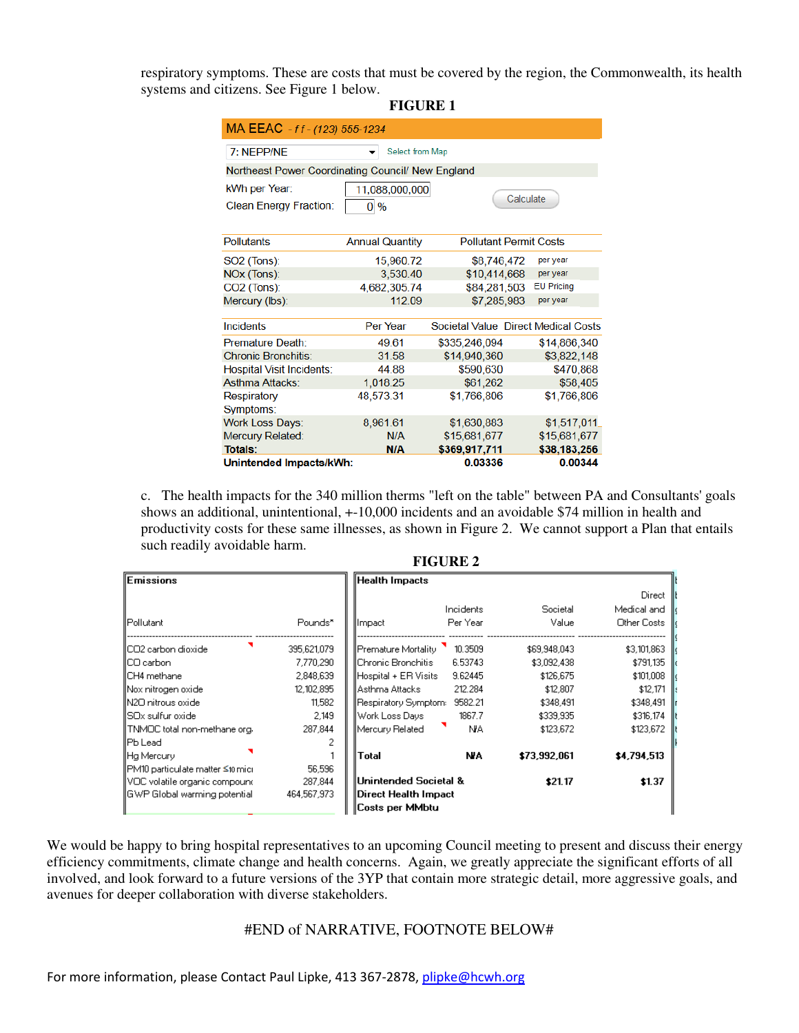respiratory symptoms. These are costs that must be covered by the region, the Commonwealth, its health systems and citizens. See Figure 1 below.

**FIGURE 1**

**MA EEAC** - *f f - (123) 555-1234*

7: NEPP/NE — Select from Map

Northeast Power Coordinating Council/ New England

kWh per Year: 11,088,000,000

Clean Energy Fraction: 0 %

Calculate

| Pollutants | Annual Quantity | Pollutant Permit Costs | |
|---|---|---|---|
| SO2 (Tons): | 15,960.72 | $8,746,472 | per year |
| NOx (Tons): | 3,530.40 | $10,414,668 | per year |
| CO2 (Tons): | 4,682,305.74 | $84,281,503 | EU Pricing |
| Mercury (lbs): | 112.09 | $7,285,983 | per year |

| Incidents | Per Year | Societal Value | Direct Medical Costs |
|---|---|---|---|
| Premature Death: | 49.61 | $335,246,094 | $14,866,340 |
| Chronic Bronchitis: | 31.58 | $14,940,360 | $3,822,148 |
| Hospital Visit Incidents: | 44.88 | $590,630 | $470,868 |
| Asthma Attacks: | 1,018.25 | $61,262 | $58,405 |
| Respiratory Symptoms: | 48,573.31 | $1,766,806 | $1,766,806 |
| Work Loss Days: | 8,961.61 | $1,630,883 | $1,517,011 |
| Mercury Related: | N/A | $15,681,677 | $15,681,677 |
| **Totals:** | **N/A** | **$369,917,711** | **$38,183,256** |
| **Unintended Impacts/kWh:** | | **0.03336** | **0.00344** |

c. The health impacts for the 340 million therms "left on the table" between PA and Consultants' goals shows an additional, unintentional, +-10,000 incidents and an avoidable $74 million in health and productivity costs for these same illnesses, as shown in Figure 2. We cannot support a Plan that entails such readily avoidable harm.

**FIGURE 2**

**Emissions**

| Pollutant | Pounds* |
|---|---|
| CO2 carbon dioxide | 395,621,079 |
| CO carbon | 7,770,290 |
| CH4 methane | 2,848,639 |
| Nox nitrogen oxide | 12,102,895 |
| N2O nitrous oxide | 11,582 |
| SOx sulfur oxide | 2,149 |
| TNMOC total non-methane org | 287,844 |
| Pb Lead | 2 |
| Hg Mercury | 1 |
| PM10 particulate matter ≤10 mici | 56,596 |
| VOC volatile organic compoun | 287,844 |
| GWP Global warming potential | 464,567,973 |

**Health Impacts**

| Impact | Incidents Per Year | Societal Value | Direct Medical and Other Costs |
|---|---|---|---|
| Premature Mortality | 10.3509 | $69,948,043 | $3,101,863 |
| Chronic Bronchitis | 6.53743 | $3,092,438 | $791,135 |
| Hospital + ER Visits | 9.62445 | $126,675 | $101,008 |
| Asthma Attacks | 212.284 | $12,807 | $12,171 |
| Respiratory Symptom | 9582.21 | $348,491 | $348,491 |
| Work Loss Days | 1867.7 | $339,935 | $316,174 |
| Mercury Related | N/A | $123,672 | $123,672 |
| **Total** | **N/A** | **$73,992,061** | **$4,794,513** |
| **Unintended Societal & Direct Health Impact Costs per MMbtu** | | **$21.17** | **$1.37** |

We would be happy to bring hospital representatives to an upcoming Council meeting to present and discuss their energy efficiency commitments, climate change and health concerns. Again, we greatly appreciate the significant efforts of all involved, and look forward to a future versions of the 3YP that contain more strategic detail, more aggressive goals, and avenues for deeper collaboration with diverse stakeholders.

#END of NARRATIVE, FOOTNOTE BELOW#

For more information, please Contact Paul Lipke, 413 367-2878, plipke@hcwh.org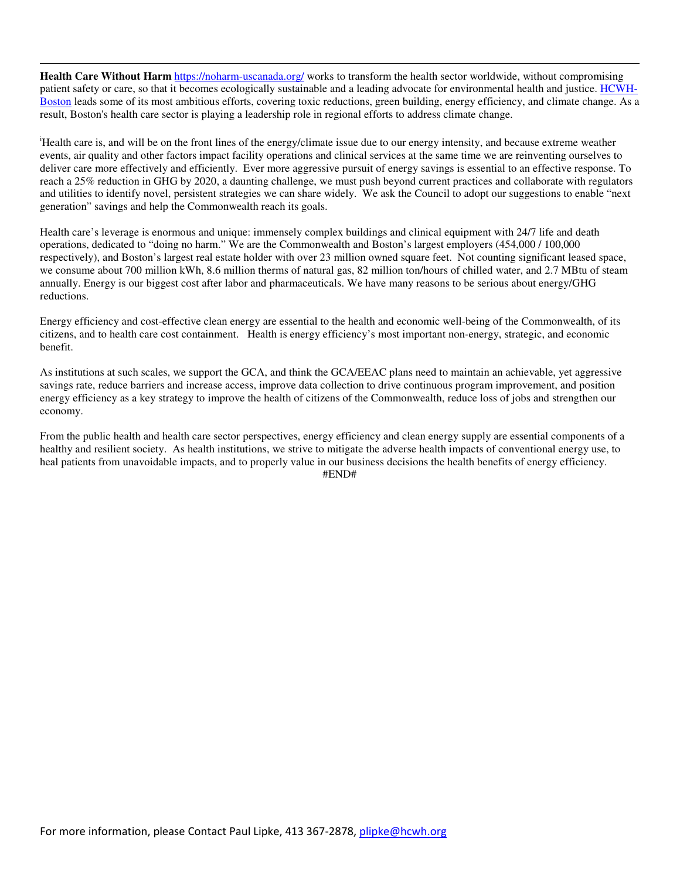---

**Health Care Without Harm** https://noharm-uscanada.org/ works to transform the health sector worldwide, without compromising patient safety or care, so that it becomes ecologically sustainable and a leading advocate for environmental health and justice. HCWH-Boston leads some of its most ambitious efforts, covering toxic reductions, green building, energy efficiency, and climate change. As a result, Boston's health care sector is playing a leadership role in regional efforts to address climate change.

[i]Health care is, and will be on the front lines of the energy/climate issue due to our energy intensity, and because extreme weather events, air quality and other factors impact facility operations and clinical services at the same time we are reinventing ourselves to deliver care more effectively and efficiently. Ever more aggressive pursuit of energy savings is essential to an effective response. To reach a 25% reduction in GHG by 2020, a daunting challenge, we must push beyond current practices and collaborate with regulators and utilities to identify novel, persistent strategies we can share widely. We ask the Council to adopt our suggestions to enable "next generation" savings and help the Commonwealth reach its goals.

Health care's leverage is enormous and unique: immensely complex buildings and clinical equipment with 24/7 life and death operations, dedicated to "doing no harm." We are the Commonwealth and Boston's largest employers (454,000 / 100,000 respectively), and Boston's largest real estate holder with over 23 million owned square feet. Not counting significant leased space, we consume about 700 million kWh, 8.6 million therms of natural gas, 82 million ton/hours of chilled water, and 2.7 MBtu of steam annually. Energy is our biggest cost after labor and pharmaceuticals. We have many reasons to be serious about energy/GHG reductions.

Energy efficiency and cost-effective clean energy are essential to the health and economic well-being of the Commonwealth, of its citizens, and to health care cost containment. Health is energy efficiency's most important non-energy, strategic, and economic benefit.

As institutions at such scales, we support the GCA, and think the GCA/EEAC plans need to maintain an achievable, yet aggressive savings rate, reduce barriers and increase access, improve data collection to drive continuous program improvement, and position energy efficiency as a key strategy to improve the health of citizens of the Commonwealth, reduce loss of jobs and strengthen our economy.

From the public health and health care sector perspectives, energy efficiency and clean energy supply are essential components of a healthy and resilient society. As health institutions, we strive to mitigate the adverse health impacts of conventional energy use, to heal patients from unavoidable impacts, and to properly value in our business decisions the health benefits of energy efficiency.

#END#

For more information, please Contact Paul Lipke, 413 367-2878, plipke@hcwh.org